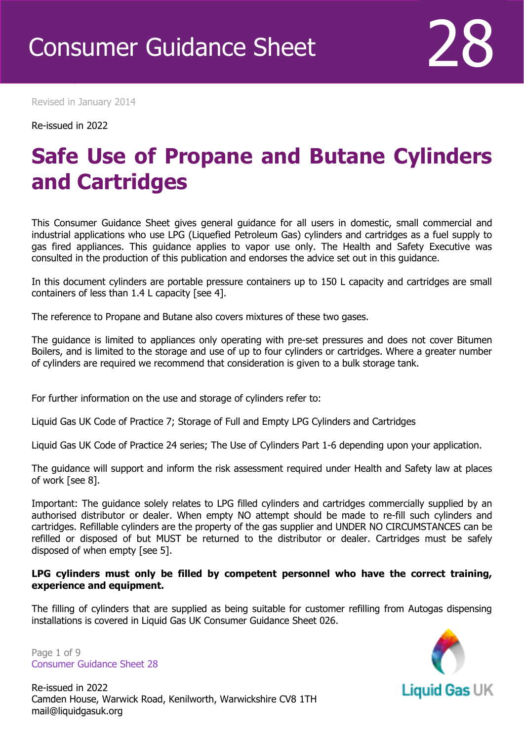# Consumer Guidance Sheet 28

Revised in January 2014

Re-issued in 2022

## Safe Use of Propane and Butane Cylinders and Cartridges

This Consumer Guidance Sheet gives general guidance for all users in domestic, small commercial and industrial applications who use LPG (Liquefied Petroleum Gas) cylinders and cartridges as a fuel supply to gas fired appliances. This guidance applies to vapor use only. The Health and Safety Executive was consulted in the production of this publication and endorses the advice set out in this guidance.

In this document cylinders are portable pressure containers up to 150 L capacity and cartridges are small containers of less than 1.4 L capacity [see 4].

The reference to Propane and Butane also covers mixtures of these two gases.

The guidance is limited to appliances only operating with pre-set pressures and does not cover Bitumen Boilers, and is limited to the storage and use of up to four cylinders or cartridges. Where a greater number of cylinders are required we recommend that consideration is given to a bulk storage tank.

For further information on the use and storage of cylinders refer to:

Liquid Gas UK Code of Practice 7; Storage of Full and Empty LPG Cylinders and Cartridges

Liquid Gas UK Code of Practice 24 series; The Use of Cylinders Part 1-6 depending upon your application.

The guidance will support and inform the risk assessment required under Health and Safety law at places of work [see 8].

Important: The guidance solely relates to LPG filled cylinders and cartridges commercially supplied by an authorised distributor or dealer. When empty NO attempt should be made to re-fill such cylinders and cartridges. Refillable cylinders are the property of the gas supplier and UNDER NO CIRCUMSTANCES can be refilled or disposed of but MUST be returned to the distributor or dealer. Cartridges must be safely disposed of when empty [see 5].

**LPG cylinders must only be filled by competent personnel who have the correct training, experience and equipment.**

The filling of cylinders that are supplied as being suitable for customer refilling from Autogas dispensing installations is covered in Liquid Gas UK Consumer Guidance Sheet 026.

Re-issued in 2022
Camden House, Warwick Road, Kenilworth, Warwickshire CV8 1TH
mail@liquidgasuk.org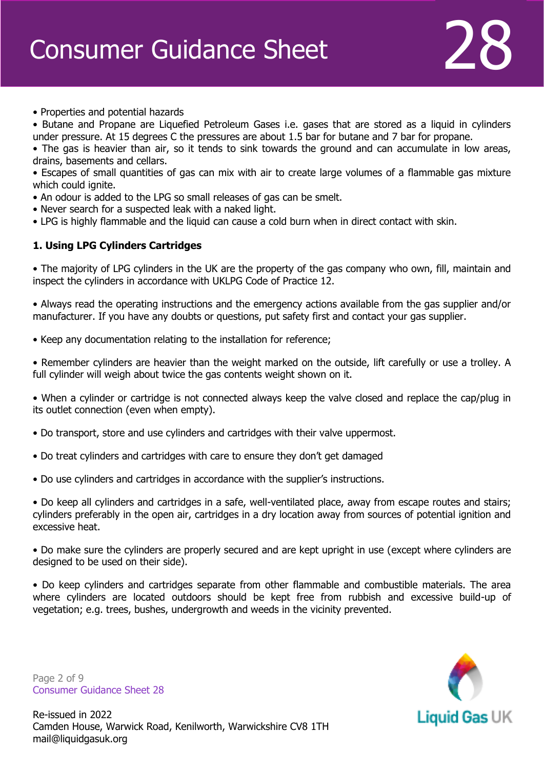- Properties and potential hazards
- Butane and Propane are Liquefied Petroleum Gases i.e. gases that are stored as a liquid in cylinders under pressure. At 15 degrees C the pressures are about 1.5 bar for butane and 7 bar for propane.
- The gas is heavier than air, so it tends to sink towards the ground and can accumulate in low areas, drains, basements and cellars.
- Escapes of small quantities of gas can mix with air to create large volumes of a flammable gas mixture which could ignite.
- An odour is added to the LPG so small releases of gas can be smelt.
- Never search for a suspected leak with a naked light.
- LPG is highly flammable and the liquid can cause a cold burn when in direct contact with skin.

**1. Using LPG Cylinders Cartridges**

- The majority of LPG cylinders in the UK are the property of the gas company who own, fill, maintain and inspect the cylinders in accordance with UKLPG Code of Practice 12.

- Always read the operating instructions and the emergency actions available from the gas supplier and/or manufacturer. If you have any doubts or questions, put safety first and contact your gas supplier.

- Keep any documentation relating to the installation for reference;

- Remember cylinders are heavier than the weight marked on the outside, lift carefully or use a trolley. A full cylinder will weigh about twice the gas contents weight shown on it.

- When a cylinder or cartridge is not connected always keep the valve closed and replace the cap/plug in its outlet connection (even when empty).

- Do transport, store and use cylinders and cartridges with their valve uppermost.

- Do treat cylinders and cartridges with care to ensure they don't get damaged

- Do use cylinders and cartridges in accordance with the supplier's instructions.

- Do keep all cylinders and cartridges in a safe, well-ventilated place, away from escape routes and stairs; cylinders preferably in the open air, cartridges in a dry location away from sources of potential ignition and excessive heat.

- Do make sure the cylinders are properly secured and are kept upright in use (except where cylinders are designed to be used on their side).

- Do keep cylinders and cartridges separate from other flammable and combustible materials. The area where cylinders are located outdoors should be kept free from rubbish and excessive build-up of vegetation; e.g. trees, bushes, undergrowth and weeds in the vicinity prevented.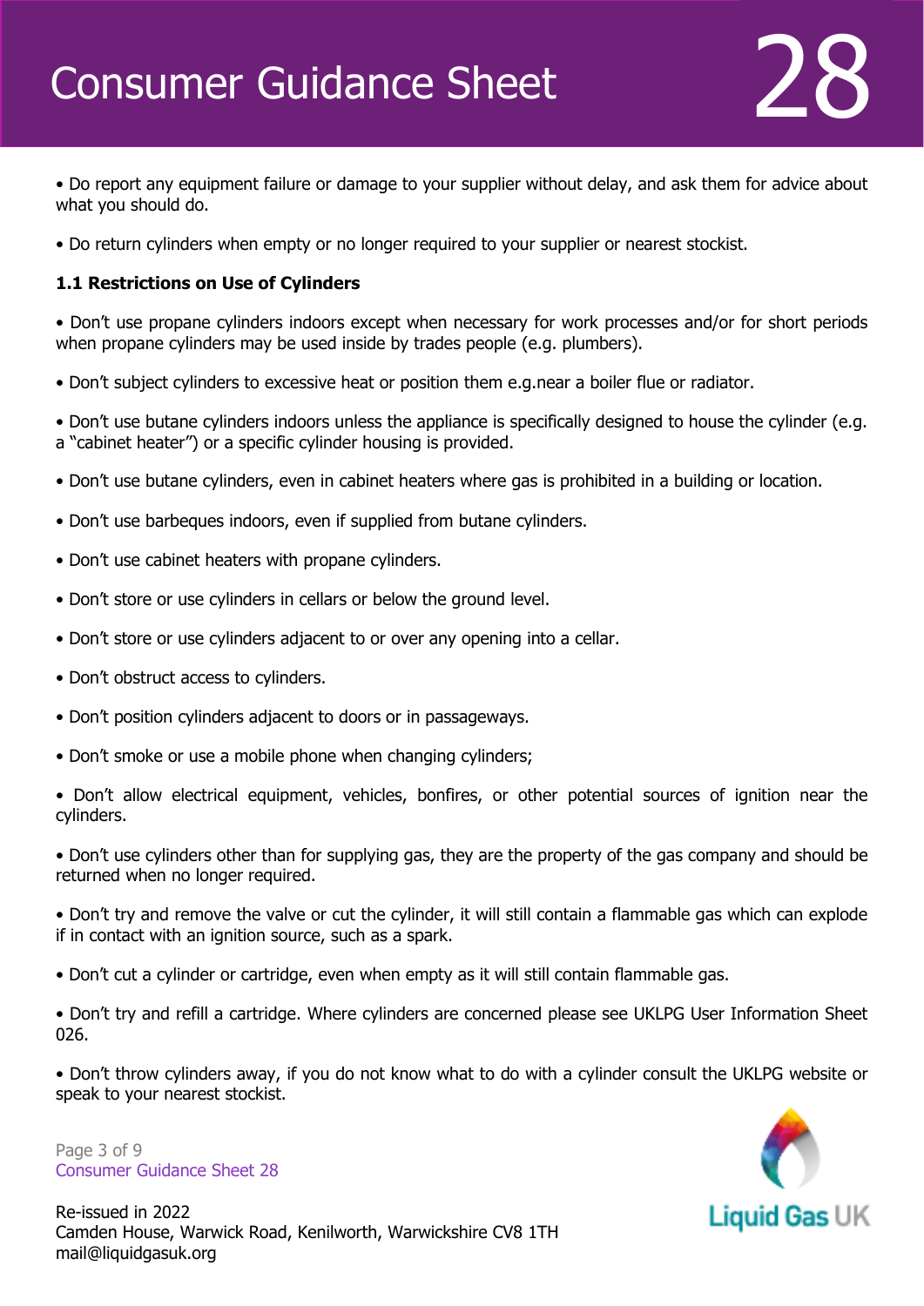- Do report any equipment failure or damage to your supplier without delay, and ask them for advice about what you should do.

- Do return cylinders when empty or no longer required to your supplier or nearest stockist.

**1.1 Restrictions on Use of Cylinders**

- Don't use propane cylinders indoors except when necessary for work processes and/or for short periods when propane cylinders may be used inside by trades people (e.g. plumbers).

- Don't subject cylinders to excessive heat or position them e.g.near a boiler flue or radiator.

- Don't use butane cylinders indoors unless the appliance is specifically designed to house the cylinder (e.g. a "cabinet heater") or a specific cylinder housing is provided.

- Don't use butane cylinders, even in cabinet heaters where gas is prohibited in a building or location.

- Don't use barbeques indoors, even if supplied from butane cylinders.

- Don't use cabinet heaters with propane cylinders.

- Don't store or use cylinders in cellars or below the ground level.

- Don't store or use cylinders adjacent to or over any opening into a cellar.

- Don't obstruct access to cylinders.

- Don't position cylinders adjacent to doors or in passageways.

- Don't smoke or use a mobile phone when changing cylinders;

- Don't allow electrical equipment, vehicles, bonfires, or other potential sources of ignition near the cylinders.

- Don't use cylinders other than for supplying gas, they are the property of the gas company and should be returned when no longer required.

- Don't try and remove the valve or cut the cylinder, it will still contain a flammable gas which can explode if in contact with an ignition source, such as a spark.

- Don't cut a cylinder or cartridge, even when empty as it will still contain flammable gas.

- Don't try and refill a cartridge. Where cylinders are concerned please see UKLPG User Information Sheet 026.

- Don't throw cylinders away, if you do not know what to do with a cylinder consult the UKLPG website or speak to your nearest stockist.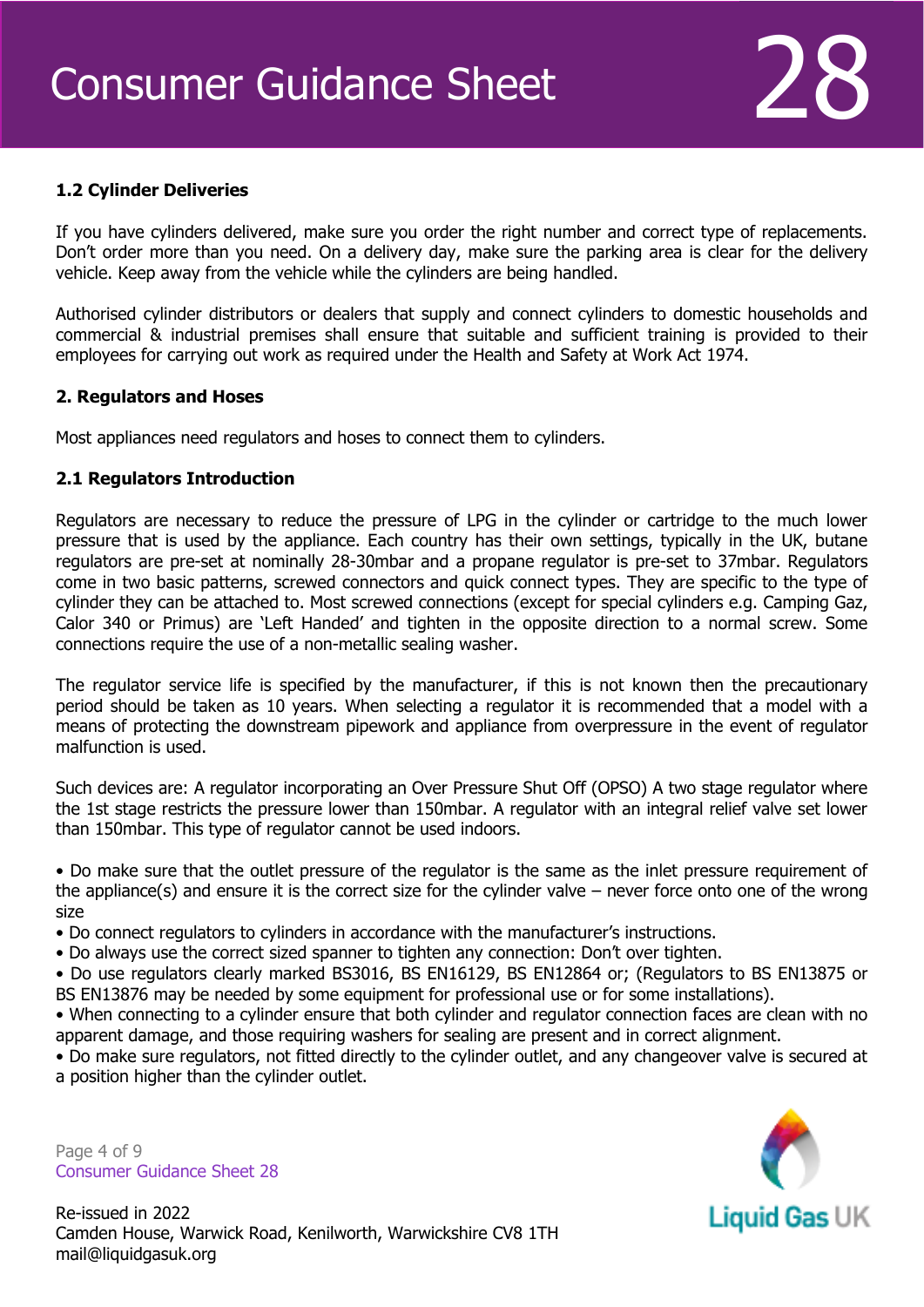### 1.2 Cylinder Deliveries

If you have cylinders delivered, make sure you order the right number and correct type of replacements. Don't order more than you need. On a delivery day, make sure the parking area is clear for the delivery vehicle. Keep away from the vehicle while the cylinders are being handled.

Authorised cylinder distributors or dealers that supply and connect cylinders to domestic households and commercial & industrial premises shall ensure that suitable and sufficient training is provided to their employees for carrying out work as required under the Health and Safety at Work Act 1974.

## 2. Regulators and Hoses

Most appliances need regulators and hoses to connect them to cylinders.

### 2.1 Regulators Introduction

Regulators are necessary to reduce the pressure of LPG in the cylinder or cartridge to the much lower pressure that is used by the appliance. Each country has their own settings, typically in the UK, butane regulators are pre-set at nominally 28-30mbar and a propane regulator is pre-set to 37mbar. Regulators come in two basic patterns, screwed connectors and quick connect types. They are specific to the type of cylinder they can be attached to. Most screwed connections (except for special cylinders e.g. Camping Gaz, Calor 340 or Primus) are 'Left Handed' and tighten in the opposite direction to a normal screw. Some connections require the use of a non-metallic sealing washer.

The regulator service life is specified by the manufacturer, if this is not known then the precautionary period should be taken as 10 years. When selecting a regulator it is recommended that a model with a means of protecting the downstream pipework and appliance from overpressure in the event of regulator malfunction is used.

Such devices are: A regulator incorporating an Over Pressure Shut Off (OPSO) A two stage regulator where the 1st stage restricts the pressure lower than 150mbar. A regulator with an integral relief valve set lower than 150mbar. This type of regulator cannot be used indoors.

- Do make sure that the outlet pressure of the regulator is the same as the inlet pressure requirement of the appliance(s) and ensure it is the correct size for the cylinder valve – never force onto one of the wrong size
- Do connect regulators to cylinders in accordance with the manufacturer's instructions.
- Do always use the correct sized spanner to tighten any connection: Don't over tighten.
- Do use regulators clearly marked BS3016, BS EN16129, BS EN12864 or; (Regulators to BS EN13875 or BS EN13876 may be needed by some equipment for professional use or for some installations).
- When connecting to a cylinder ensure that both cylinder and regulator connection faces are clean with no apparent damage, and those requiring washers for sealing are present and in correct alignment.
- Do make sure regulators, not fitted directly to the cylinder outlet, and any changeover valve is secured at a position higher than the cylinder outlet.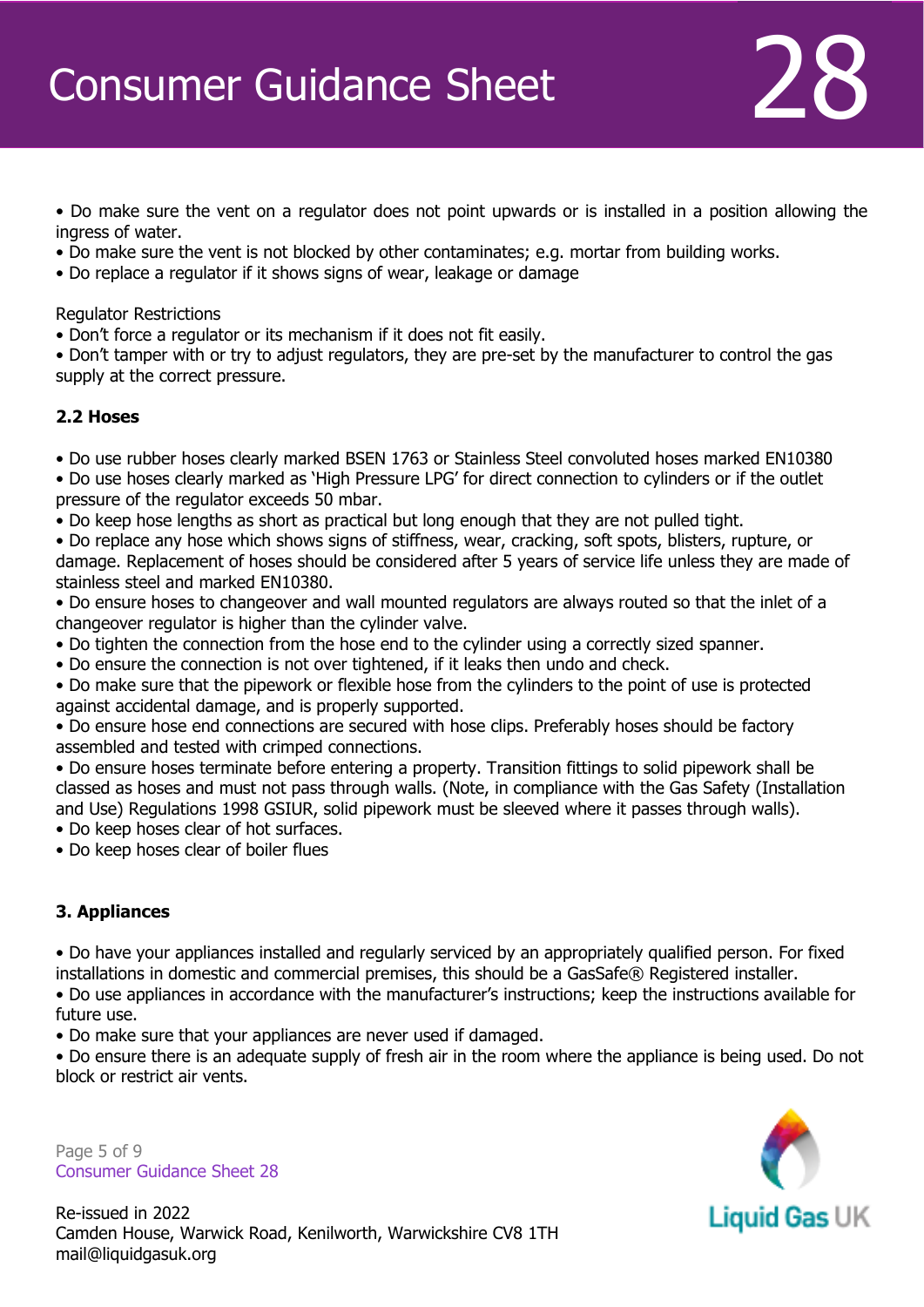- Do make sure the vent on a regulator does not point upwards or is installed in a position allowing the ingress of water.
- Do make sure the vent is not blocked by other contaminates; e.g. mortar from building works.
- Do replace a regulator if it shows signs of wear, leakage or damage

Regulator Restrictions

- Don't force a regulator or its mechanism if it does not fit easily.
- Don't tamper with or try to adjust regulators, they are pre-set by the manufacturer to control the gas supply at the correct pressure.

### 2.2 Hoses

- Do use rubber hoses clearly marked BSEN 1763 or Stainless Steel convoluted hoses marked EN10380
- Do use hoses clearly marked as 'High Pressure LPG' for direct connection to cylinders or if the outlet pressure of the regulator exceeds 50 mbar.
- Do keep hose lengths as short as practical but long enough that they are not pulled tight.
- Do replace any hose which shows signs of stiffness, wear, cracking, soft spots, blisters, rupture, or damage. Replacement of hoses should be considered after 5 years of service life unless they are made of stainless steel and marked EN10380.
- Do ensure hoses to changeover and wall mounted regulators are always routed so that the inlet of a changeover regulator is higher than the cylinder valve.
- Do tighten the connection from the hose end to the cylinder using a correctly sized spanner.
- Do ensure the connection is not over tightened, if it leaks then undo and check.
- Do make sure that the pipework or flexible hose from the cylinders to the point of use is protected against accidental damage, and is properly supported.
- Do ensure hose end connections are secured with hose clips. Preferably hoses should be factory assembled and tested with crimped connections.
- Do ensure hoses terminate before entering a property. Transition fittings to solid pipework shall be classed as hoses and must not pass through walls. (Note, in compliance with the Gas Safety (Installation and Use) Regulations 1998 GSIUR, solid pipework must be sleeved where it passes through walls).
- Do keep hoses clear of hot surfaces.
- Do keep hoses clear of boiler flues

### 3. Appliances

- Do have your appliances installed and regularly serviced by an appropriately qualified person. For fixed installations in domestic and commercial premises, this should be a GasSafe® Registered installer.
- Do use appliances in accordance with the manufacturer's instructions; keep the instructions available for future use.
- Do make sure that your appliances are never used if damaged.
- Do ensure there is an adequate supply of fresh air in the room where the appliance is being used. Do not block or restrict air vents.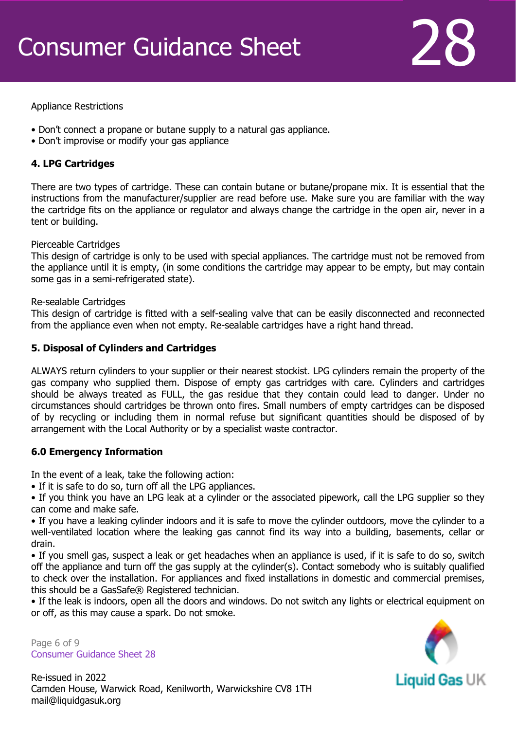Appliance Restrictions

- Don't connect a propane or butane supply to a natural gas appliance.
- Don't improvise or modify your gas appliance

## 4. LPG Cartridges

There are two types of cartridge. These can contain butane or butane/propane mix. It is essential that the instructions from the manufacturer/supplier are read before use. Make sure you are familiar with the way the cartridge fits on the appliance or regulator and always change the cartridge in the open air, never in a tent or building.

Pierceable Cartridges
This design of cartridge is only to be used with special appliances. The cartridge must not be removed from the appliance until it is empty, (in some conditions the cartridge may appear to be empty, but may contain some gas in a semi-refrigerated state).

Re-sealable Cartridges
This design of cartridge is fitted with a self-sealing valve that can be easily disconnected and reconnected from the appliance even when not empty. Re-sealable cartridges have a right hand thread.

## 5. Disposal of Cylinders and Cartridges

ALWAYS return cylinders to your supplier or their nearest stockist. LPG cylinders remain the property of the gas company who supplied them. Dispose of empty gas cartridges with care. Cylinders and cartridges should be always treated as FULL, the gas residue that they contain could lead to danger. Under no circumstances should cartridges be thrown onto fires. Small numbers of empty cartridges can be disposed of by recycling or including them in normal refuse but significant quantities should be disposed of by arrangement with the Local Authority or by a specialist waste contractor.

## 6.0 Emergency Information

In the event of a leak, take the following action:

- If it is safe to do so, turn off all the LPG appliances.
- If you think you have an LPG leak at a cylinder or the associated pipework, call the LPG supplier so they can come and make safe.
- If you have a leaking cylinder indoors and it is safe to move the cylinder outdoors, move the cylinder to a well-ventilated location where the leaking gas cannot find its way into a building, basements, cellar or drain.
- If you smell gas, suspect a leak or get headaches when an appliance is used, if it is safe to do so, switch off the appliance and turn off the gas supply at the cylinder(s). Contact somebody who is suitably qualified to check over the installation. For appliances and fixed installations in domestic and commercial premises, this should be a GasSafe® Registered technician.
- If the leak is indoors, open all the doors and windows. Do not switch any lights or electrical equipment on or off, as this may cause a spark. Do not smoke.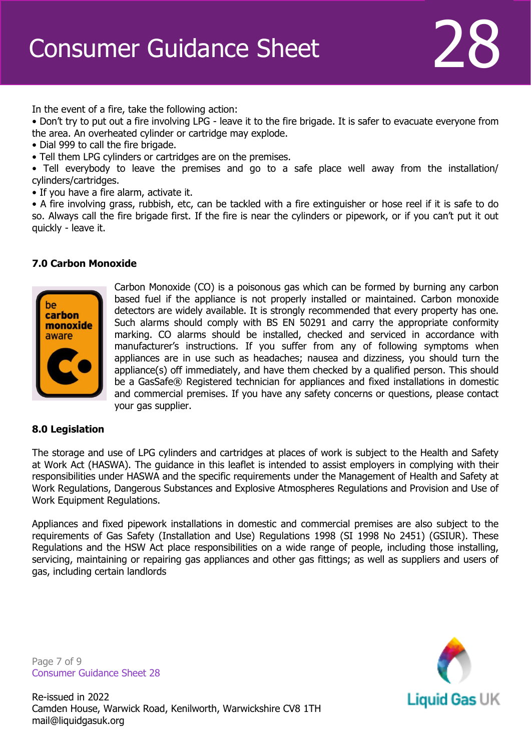In the event of a fire, take the following action:

- Don't try to put out a fire involving LPG - leave it to the fire brigade. It is safer to evacuate everyone from the area. An overheated cylinder or cartridge may explode.
- Dial 999 to call the fire brigade.
- Tell them LPG cylinders or cartridges are on the premises.
- Tell everybody to leave the premises and go to a safe place well away from the installation/ cylinders/cartridges.
- If you have a fire alarm, activate it.
- A fire involving grass, rubbish, etc, can be tackled with a fire extinguisher or hose reel if it is safe to do so. Always call the fire brigade first. If the fire is near the cylinders or pipework, or if you can't put it out quickly - leave it.

### 7.0 Carbon Monoxide

Carbon Monoxide (CO) is a poisonous gas which can be formed by burning any carbon based fuel if the appliance is not properly installed or maintained. Carbon monoxide detectors are widely available. It is strongly recommended that every property has one. Such alarms should comply with BS EN 50291 and carry the appropriate conformity marking. CO alarms should be installed, checked and serviced in accordance with manufacturer's instructions. If you suffer from any of following symptoms when appliances are in use such as headaches; nausea and dizziness, you should turn the appliance(s) off immediately, and have them checked by a qualified person. This should be a GasSafe® Registered technician for appliances and fixed installations in domestic and commercial premises. If you have any safety concerns or questions, please contact your gas supplier.

### 8.0 Legislation

The storage and use of LPG cylinders and cartridges at places of work is subject to the Health and Safety at Work Act (HASWA). The guidance in this leaflet is intended to assist employers in complying with their responsibilities under HASWA and the specific requirements under the Management of Health and Safety at Work Regulations, Dangerous Substances and Explosive Atmospheres Regulations and Provision and Use of Work Equipment Regulations.

Appliances and fixed pipework installations in domestic and commercial premises are also subject to the requirements of Gas Safety (Installation and Use) Regulations 1998 (SI 1998 No 2451) (GSIUR). These Regulations and the HSW Act place responsibilities on a wide range of people, including those installing, servicing, maintaining or repairing gas appliances and other gas fittings; as well as suppliers and users of gas, including certain landlords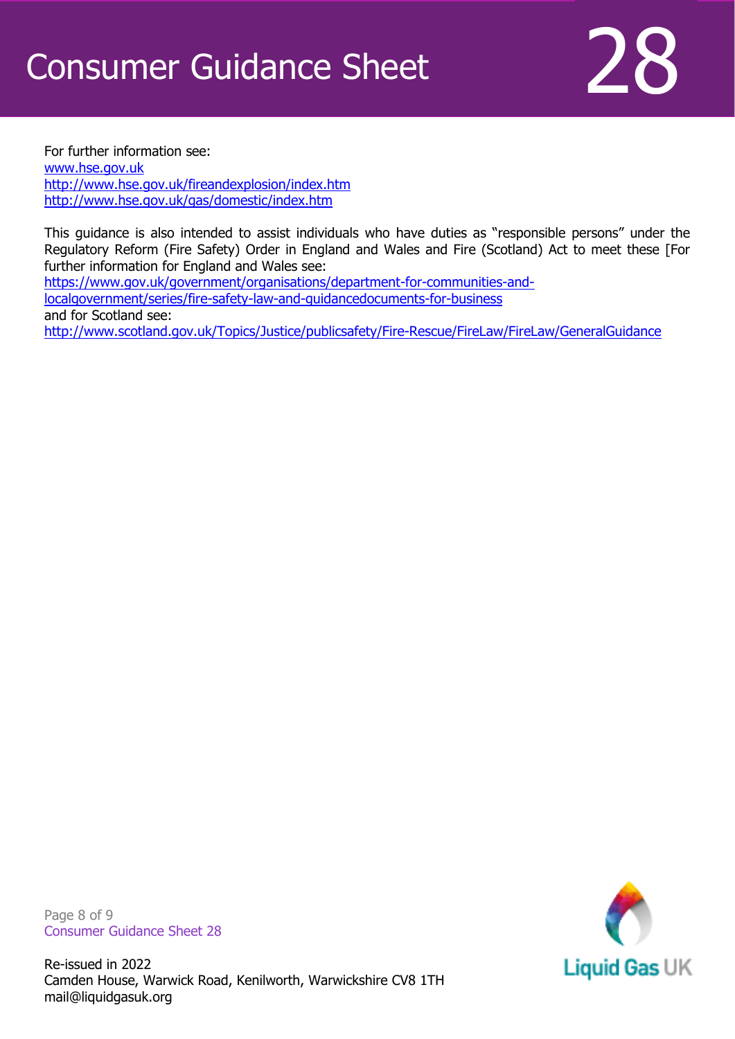For further information see:
www.hse.gov.uk
http://www.hse.gov.uk/fireandexplosion/index.htm
http://www.hse.gov.uk/gas/domestic/index.htm

This guidance is also intended to assist individuals who have duties as "responsible persons" under the Regulatory Reform (Fire Safety) Order in England and Wales and Fire (Scotland) Act to meet these [For further information for England and Wales see:
https://www.gov.uk/government/organisations/department-for-communities-and-localgovernment/series/fire-safety-law-and-guidancedocuments-for-business
and for Scotland see:
http://www.scotland.gov.uk/Topics/Justice/publicsafety/Fire-Rescue/FireLaw/FireLaw/GeneralGuidance

Re-issued in 2022
Camden House, Warwick Road, Kenilworth, Warwickshire CV8 1TH
mail@liquidgasuk.org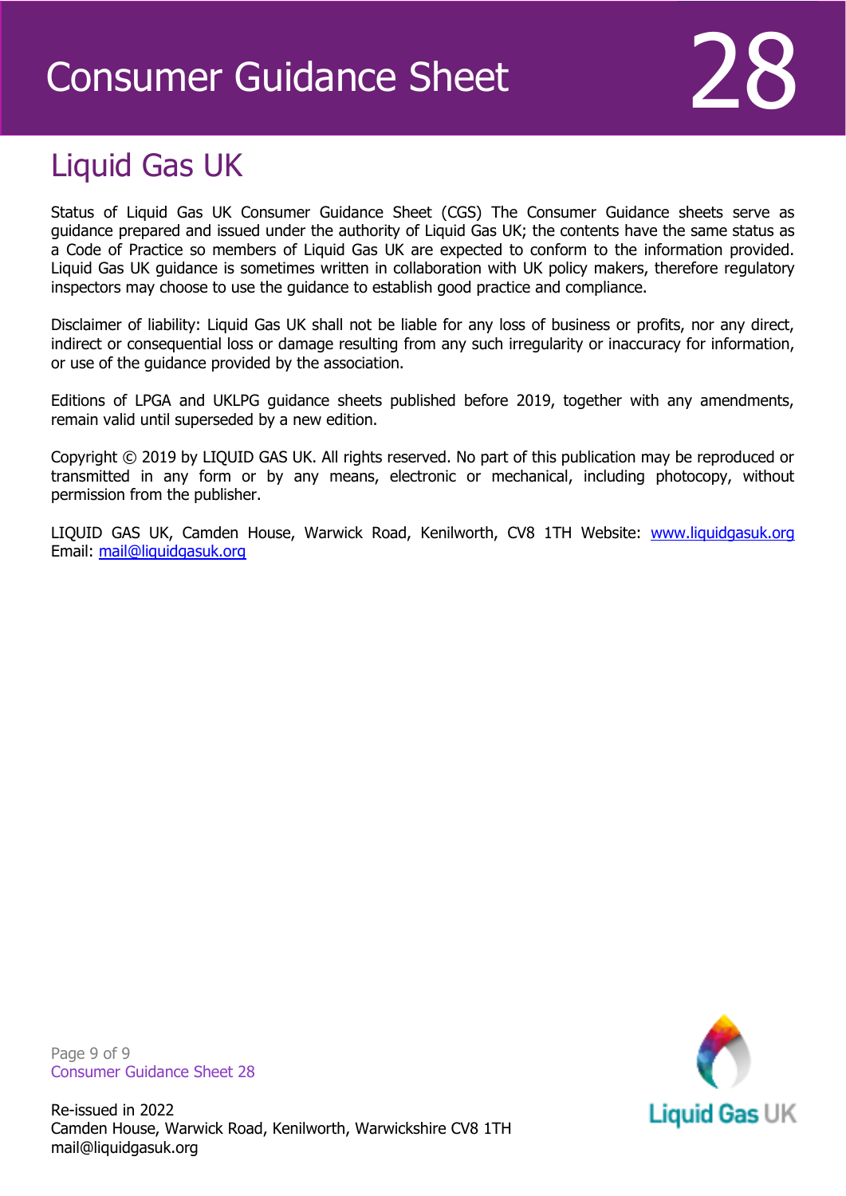# Consumer Guidance Sheet 28

## Liquid Gas UK

Status of Liquid Gas UK Consumer Guidance Sheet (CGS) The Consumer Guidance sheets serve as guidance prepared and issued under the authority of Liquid Gas UK; the contents have the same status as a Code of Practice so members of Liquid Gas UK are expected to conform to the information provided. Liquid Gas UK guidance is sometimes written in collaboration with UK policy makers, therefore regulatory inspectors may choose to use the guidance to establish good practice and compliance.

Disclaimer of liability: Liquid Gas UK shall not be liable for any loss of business or profits, nor any direct, indirect or consequential loss or damage resulting from any such irregularity or inaccuracy for information, or use of the guidance provided by the association.

Editions of LPGA and UKLPG guidance sheets published before 2019, together with any amendments, remain valid until superseded by a new edition.

Copyright © 2019 by LIQUID GAS UK. All rights reserved. No part of this publication may be reproduced or transmitted in any form or by any means, electronic or mechanical, including photocopy, without permission from the publisher.

LIQUID GAS UK, Camden House, Warwick Road, Kenilworth, CV8 1TH Website: www.liquidgasuk.org Email: mail@liquidgasuk.org

Re-issued in 2022
Camden House, Warwick Road, Kenilworth, Warwickshire CV8 1TH
mail@liquidgasuk.org